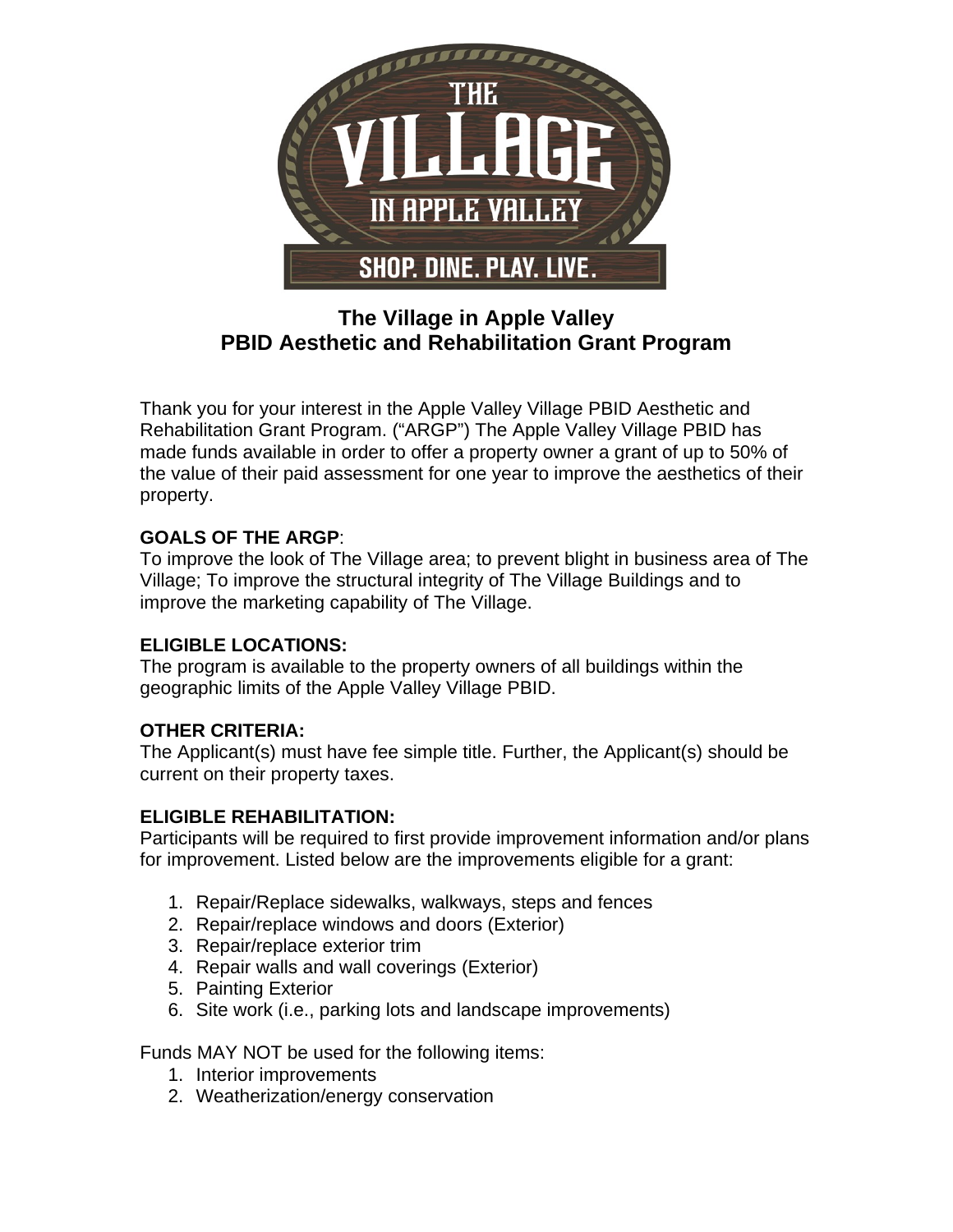# The Village in Apple Valley
# PBID Aesthetic and Rehabilitation Grant Program

Thank you for your interest in the Apple Valley Village PBID Aesthetic and Rehabilitation Grant Program. ("ARGP") The Apple Valley Village PBID has made funds available in order to offer a property owner a grant of up to 50% of the value of their paid assessment for one year to improve the aesthetics of their property.

**GOALS OF THE ARGP**:
To improve the look of The Village area; to prevent blight in business area of The Village; To improve the structural integrity of The Village Buildings and to improve the marketing capability of The Village.

**ELIGIBLE LOCATIONS:**
The program is available to the property owners of all buildings within the geographic limits of the Apple Valley Village PBID.

**OTHER CRITERIA:**
The Applicant(s) must have fee simple title. Further, the Applicant(s) should be current on their property taxes.

**ELIGIBLE REHABILITATION:**
Participants will be required to first provide improvement information and/or plans for improvement. Listed below are the improvements eligible for a grant:

1. Repair/Replace sidewalks, walkways, steps and fences
2. Repair/replace windows and doors (Exterior)
3. Repair/replace exterior trim
4. Repair walls and wall coverings (Exterior)
5. Painting Exterior
6. Site work (i.e., parking lots and landscape improvements)

Funds MAY NOT be used for the following items:

1. Interior improvements
2. Weatherization/energy conservation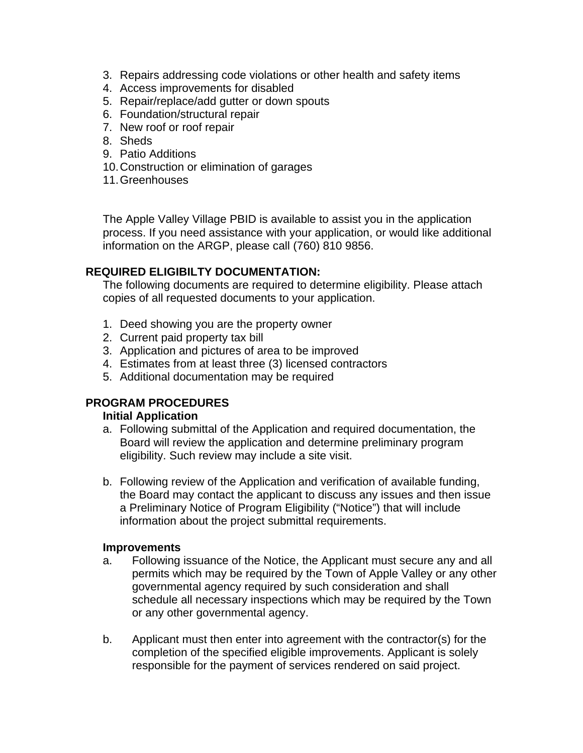3. Repairs addressing code violations or other health and safety items
4. Access improvements for disabled
5. Repair/replace/add gutter or down spouts
6. Foundation/structural repair
7. New roof or roof repair
8. Sheds
9. Patio Additions
10. Construction or elimination of garages
11. Greenhouses

The Apple Valley Village PBID is available to assist you in the application process. If you need assistance with your application, or would like additional information on the ARGP, please call (760) 810 9856.

**REQUIRED ELIGIBILTY DOCUMENTATION:**

The following documents are required to determine eligibility. Please attach copies of all requested documents to your application.

1. Deed showing you are the property owner
2. Current paid property tax bill
3. Application and pictures of area to be improved
4. Estimates from at least three (3) licensed contractors
5. Additional documentation may be required

**PROGRAM PROCEDURES**

**Initial Application**

a. Following submittal of the Application and required documentation, the Board will review the application and determine preliminary program eligibility. Such review may include a site visit.

b. Following review of the Application and verification of available funding, the Board may contact the applicant to discuss any issues and then issue a Preliminary Notice of Program Eligibility ("Notice") that will include information about the project submittal requirements.

**Improvements**

a. Following issuance of the Notice, the Applicant must secure any and all permits which may be required by the Town of Apple Valley or any other governmental agency required by such consideration and shall schedule all necessary inspections which may be required by the Town or any other governmental agency.

b. Applicant must then enter into agreement with the contractor(s) for the completion of the specified eligible improvements. Applicant is solely responsible for the payment of services rendered on said project.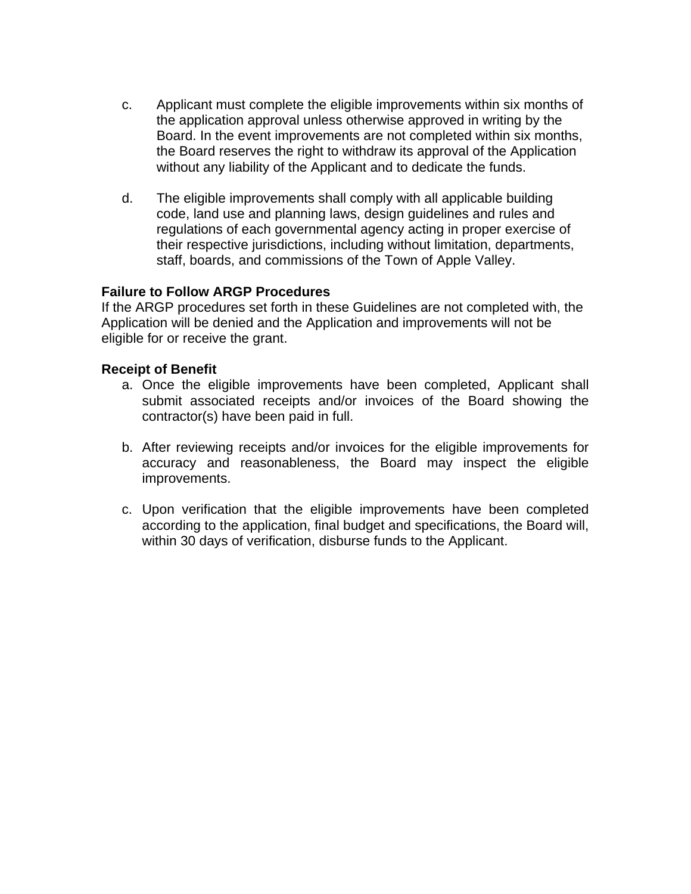c. Applicant must complete the eligible improvements within six months of the application approval unless otherwise approved in writing by the Board. In the event improvements are not completed within six months, the Board reserves the right to withdraw its approval of the Application without any liability of the Applicant and to dedicate the funds.

d. The eligible improvements shall comply with all applicable building code, land use and planning laws, design guidelines and rules and regulations of each governmental agency acting in proper exercise of their respective jurisdictions, including without limitation, departments, staff, boards, and commissions of the Town of Apple Valley.

**Failure to Follow ARGP Procedures**

If the ARGP procedures set forth in these Guidelines are not completed with, the Application will be denied and the Application and improvements will not be eligible for or receive the grant.

**Receipt of Benefit**

a. Once the eligible improvements have been completed, Applicant shall submit associated receipts and/or invoices of the Board showing the contractor(s) have been paid in full.

b. After reviewing receipts and/or invoices for the eligible improvements for accuracy and reasonableness, the Board may inspect the eligible improvements.

c. Upon verification that the eligible improvements have been completed according to the application, final budget and specifications, the Board will, within 30 days of verification, disburse funds to the Applicant.